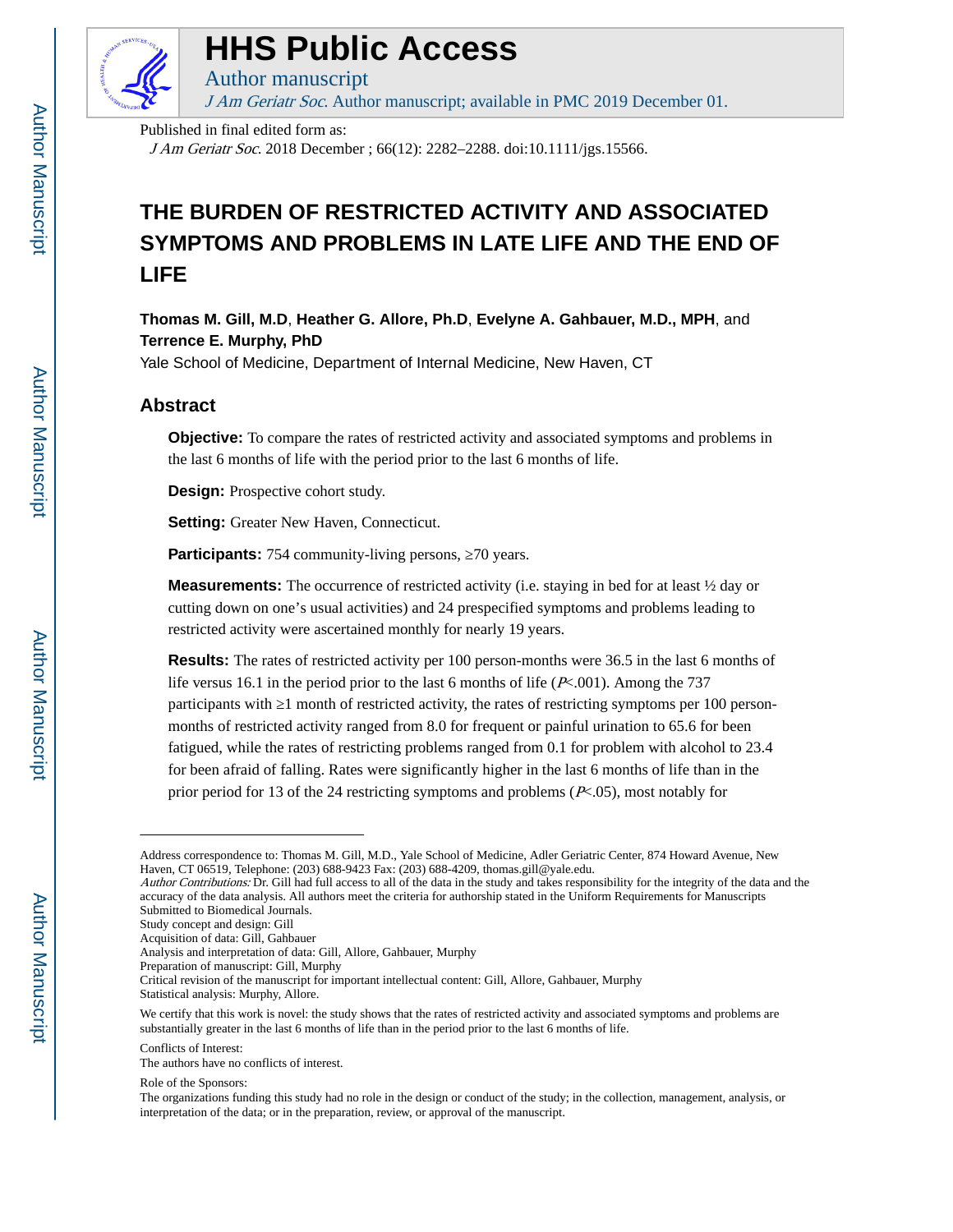# HHS Public Access

Author manuscript

*J Am Geriatr Soc*. Author manuscript; available in PMC 2019 December 01.

Published in final edited form as:

*J Am Geriatr Soc*. 2018 December ; 66(12): 2282–2288. doi:10.1111/jgs.15566.

# THE BURDEN OF RESTRICTED ACTIVITY AND ASSOCIATED SYMPTOMS AND PROBLEMS IN LATE LIFE AND THE END OF LIFE

**Thomas M. Gill, M.D**, **Heather G. Allore, Ph.D**, **Evelyne A. Gahbauer, M.D., MPH**, and **Terrence E. Murphy, PhD**

Yale School of Medicine, Department of Internal Medicine, New Haven, CT

## Abstract

**Objective:** To compare the rates of restricted activity and associated symptoms and problems in the last 6 months of life with the period prior to the last 6 months of life.

**Design:** Prospective cohort study.

**Setting:** Greater New Haven, Connecticut.

**Participants:** 754 community-living persons, ≥70 years.

**Measurements:** The occurrence of restricted activity (i.e. staying in bed for at least ½ day or cutting down on one's usual activities) and 24 prespecified symptoms and problems leading to restricted activity were ascertained monthly for nearly 19 years.

**Results:** The rates of restricted activity per 100 person-months were 36.5 in the last 6 months of life versus 16.1 in the period prior to the last 6 months of life ($P<.001$). Among the 737 participants with ≥1 month of restricted activity, the rates of restricting symptoms per 100 person-months of restricted activity ranged from 8.0 for frequent or painful urination to 65.6 for been fatigued, while the rates of restricting problems ranged from 0.1 for problem with alcohol to 23.4 for been afraid of falling. Rates were significantly higher in the last 6 months of life than in the prior period for 13 of the 24 restricting symptoms and problems ($P<.05$), most notably for

---

Address correspondence to: Thomas M. Gill, M.D., Yale School of Medicine, Adler Geriatric Center, 874 Howard Avenue, New Haven, CT 06519, Telephone: (203) 688-9423 Fax: (203) 688-4209, thomas.gill@yale.edu.

*Author Contributions:* Dr. Gill had full access to all of the data in the study and takes responsibility for the integrity of the data and the accuracy of the data analysis. All authors meet the criteria for authorship stated in the Uniform Requirements for Manuscripts Submitted to Biomedical Journals.

Study concept and design: Gill

Acquisition of data: Gill, Gahbauer

Analysis and interpretation of data: Gill, Allore, Gahbauer, Murphy

Preparation of manuscript: Gill, Murphy

Critical revision of the manuscript for important intellectual content: Gill, Allore, Gahbauer, Murphy

Statistical analysis: Murphy, Allore.

We certify that this work is novel: the study shows that the rates of restricted activity and associated symptoms and problems are substantially greater in the last 6 months of life than in the period prior to the last 6 months of life.

Conflicts of Interest:

The authors have no conflicts of interest.

Role of the Sponsors:

The organizations funding this study had no role in the design or conduct of the study; in the collection, management, analysis, or interpretation of the data; or in the preparation, review, or approval of the manuscript.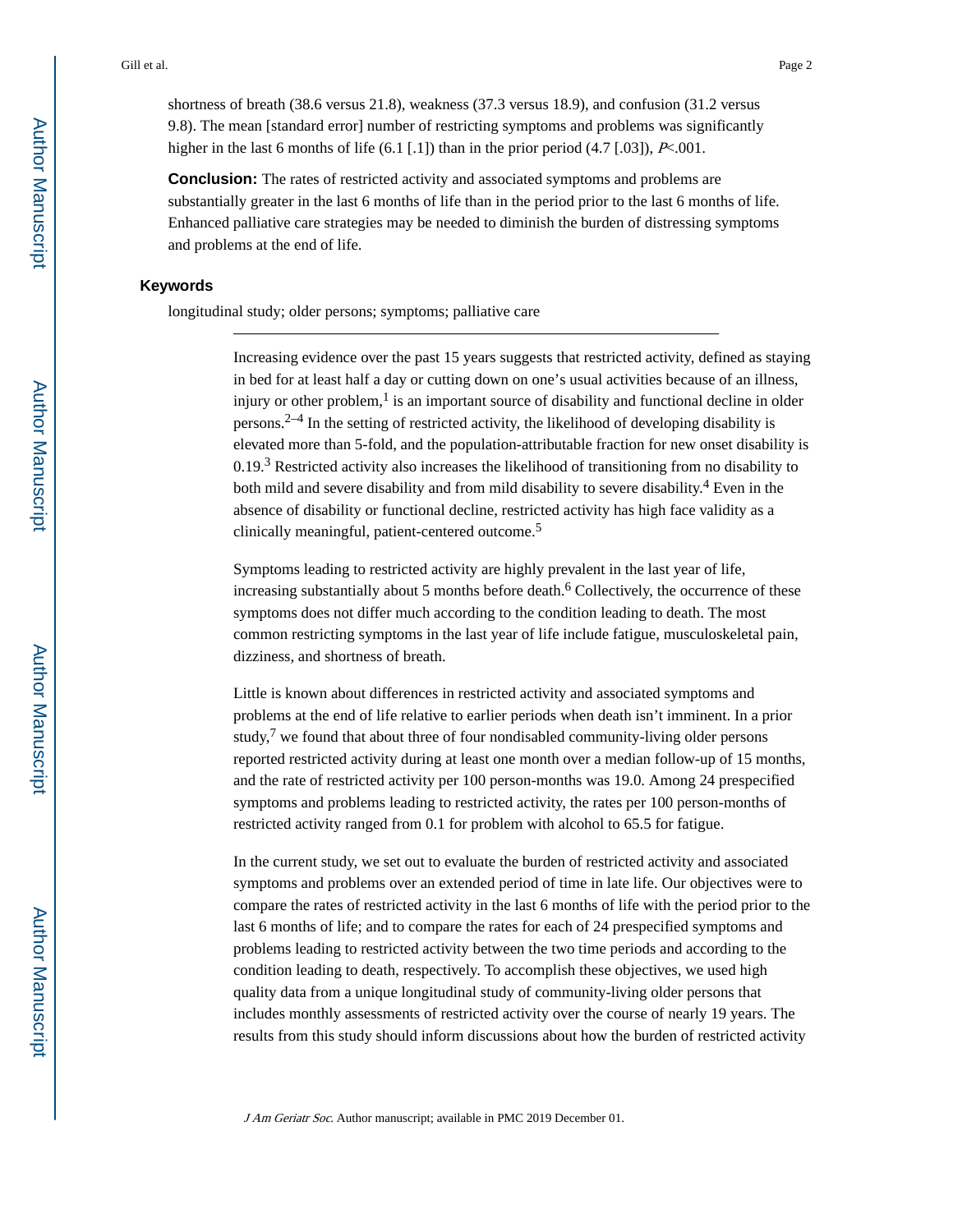shortness of breath (38.6 versus 21.8), weakness (37.3 versus 18.9), and confusion (31.2 versus 9.8). The mean [standard error] number of restricting symptoms and problems was significantly higher in the last 6 months of life (6.1 [.1]) than in the prior period (4.7 [.03]), $P$<.001.

**Conclusion:** The rates of restricted activity and associated symptoms and problems are substantially greater in the last 6 months of life than in the period prior to the last 6 months of life. Enhanced palliative care strategies may be needed to diminish the burden of distressing symptoms and problems at the end of life.

### Keywords

longitudinal study; older persons; symptoms; palliative care

---

Increasing evidence over the past 15 years suggests that restricted activity, defined as staying in bed for at least half a day or cutting down on one's usual activities because of an illness, injury or other problem,[1] is an important source of disability and functional decline in older persons.[2–4] In the setting of restricted activity, the likelihood of developing disability is elevated more than 5-fold, and the population-attributable fraction for new onset disability is 0.19.[3] Restricted activity also increases the likelihood of transitioning from no disability to both mild and severe disability and from mild disability to severe disability.[4] Even in the absence of disability or functional decline, restricted activity has high face validity as a clinically meaningful, patient-centered outcome.[5]

Symptoms leading to restricted activity are highly prevalent in the last year of life, increasing substantially about 5 months before death.[6] Collectively, the occurrence of these symptoms does not differ much according to the condition leading to death. The most common restricting symptoms in the last year of life include fatigue, musculoskeletal pain, dizziness, and shortness of breath.

Little is known about differences in restricted activity and associated symptoms and problems at the end of life relative to earlier periods when death isn't imminent. In a prior study,[7] we found that about three of four nondisabled community-living older persons reported restricted activity during at least one month over a median follow-up of 15 months, and the rate of restricted activity per 100 person-months was 19.0. Among 24 prespecified symptoms and problems leading to restricted activity, the rates per 100 person-months of restricted activity ranged from 0.1 for problem with alcohol to 65.5 for fatigue.

In the current study, we set out to evaluate the burden of restricted activity and associated symptoms and problems over an extended period of time in late life. Our objectives were to compare the rates of restricted activity in the last 6 months of life with the period prior to the last 6 months of life; and to compare the rates for each of 24 prespecified symptoms and problems leading to restricted activity between the two time periods and according to the condition leading to death, respectively. To accomplish these objectives, we used high quality data from a unique longitudinal study of community-living older persons that includes monthly assessments of restricted activity over the course of nearly 19 years. The results from this study should inform discussions about how the burden of restricted activity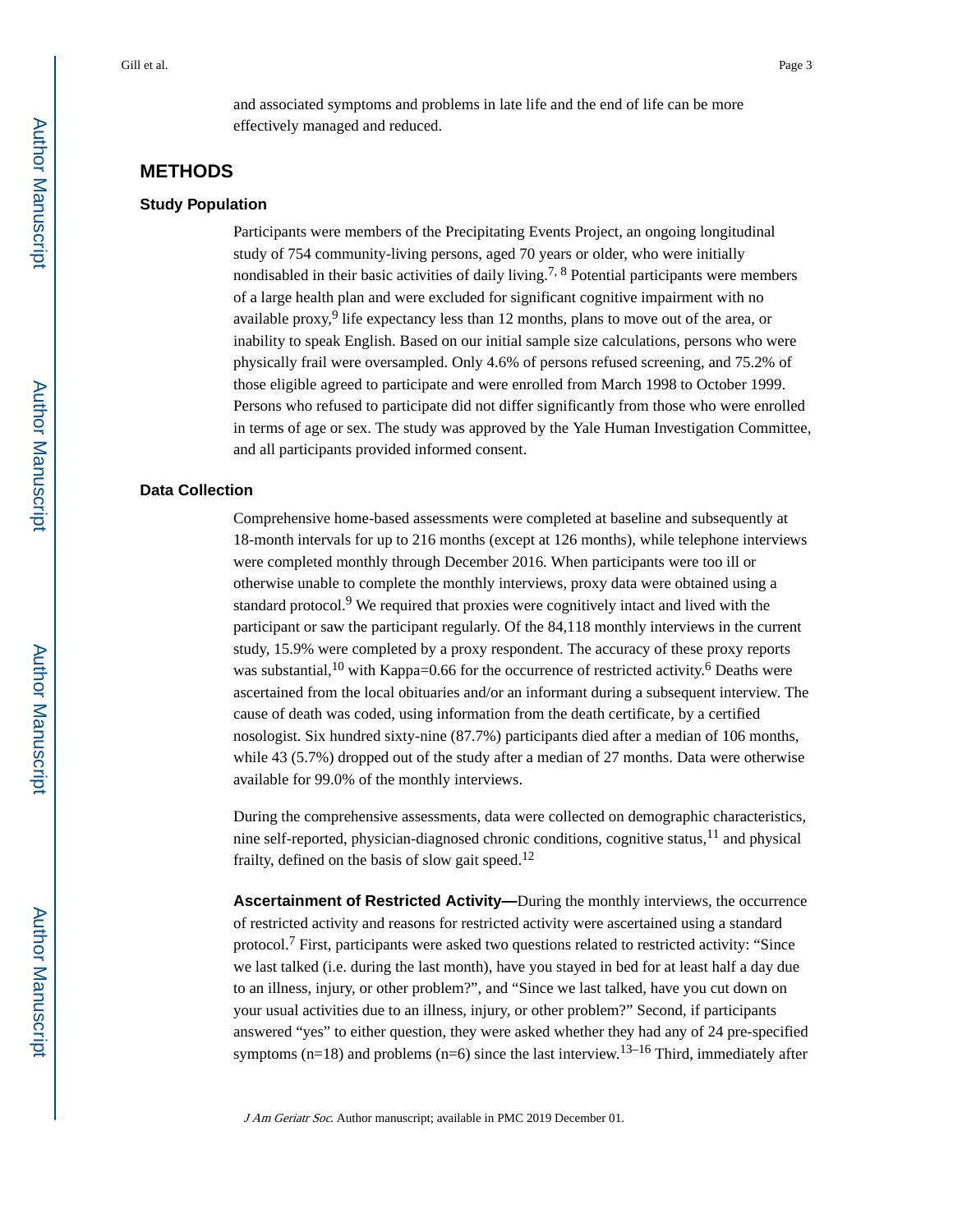and associated symptoms and problems in late life and the end of life can be more effectively managed and reduced.

## METHODS

### Study Population

Participants were members of the Precipitating Events Project, an ongoing longitudinal study of 754 community-living persons, aged 70 years or older, who were initially nondisabled in their basic activities of daily living.[7, 8] Potential participants were members of a large health plan and were excluded for significant cognitive impairment with no available proxy,[9] life expectancy less than 12 months, plans to move out of the area, or inability to speak English. Based on our initial sample size calculations, persons who were physically frail were oversampled. Only 4.6% of persons refused screening, and 75.2% of those eligible agreed to participate and were enrolled from March 1998 to October 1999. Persons who refused to participate did not differ significantly from those who were enrolled in terms of age or sex. The study was approved by the Yale Human Investigation Committee, and all participants provided informed consent.

### Data Collection

Comprehensive home-based assessments were completed at baseline and subsequently at 18-month intervals for up to 216 months (except at 126 months), while telephone interviews were completed monthly through December 2016. When participants were too ill or otherwise unable to complete the monthly interviews, proxy data were obtained using a standard protocol.[9] We required that proxies were cognitively intact and lived with the participant or saw the participant regularly. Of the 84,118 monthly interviews in the current study, 15.9% were completed by a proxy respondent. The accuracy of these proxy reports was substantial,[10] with Kappa=0.66 for the occurrence of restricted activity.[6] Deaths were ascertained from the local obituaries and/or an informant during a subsequent interview. The cause of death was coded, using information from the death certificate, by a certified nosologist. Six hundred sixty-nine (87.7%) participants died after a median of 106 months, while 43 (5.7%) dropped out of the study after a median of 27 months. Data were otherwise available for 99.0% of the monthly interviews.

During the comprehensive assessments, data were collected on demographic characteristics, nine self-reported, physician-diagnosed chronic conditions, cognitive status,[11] and physical frailty, defined on the basis of slow gait speed.[12]

**Ascertainment of Restricted Activity—**During the monthly interviews, the occurrence of restricted activity and reasons for restricted activity were ascertained using a standard protocol.[7] First, participants were asked two questions related to restricted activity: "Since we last talked (i.e. during the last month), have you stayed in bed for at least half a day due to an illness, injury, or other problem?", and "Since we last talked, have you cut down on your usual activities due to an illness, injury, or other problem?" Second, if participants answered "yes" to either question, they were asked whether they had any of 24 pre-specified symptoms (n=18) and problems (n=6) since the last interview.[13–16] Third, immediately after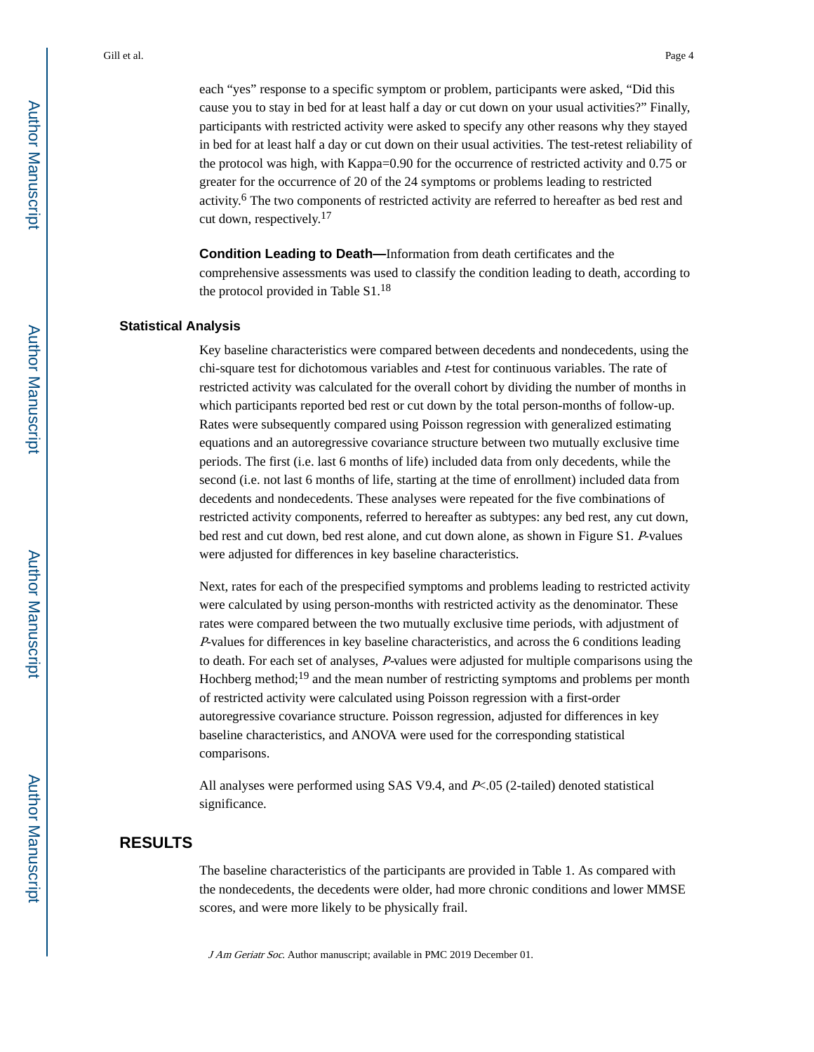each "yes" response to a specific symptom or problem, participants were asked, "Did this cause you to stay in bed for at least half a day or cut down on your usual activities?" Finally, participants with restricted activity were asked to specify any other reasons why they stayed in bed for at least half a day or cut down on their usual activities. The test-retest reliability of the protocol was high, with Kappa=0.90 for the occurrence of restricted activity and 0.75 or greater for the occurrence of 20 of the 24 symptoms or problems leading to restricted activity.[6] The two components of restricted activity are referred to hereafter as bed rest and cut down, respectively.[17]

**Condition Leading to Death—**Information from death certificates and the comprehensive assessments was used to classify the condition leading to death, according to the protocol provided in Table S1.[18]

### Statistical Analysis

Key baseline characteristics were compared between decedents and nondecedents, using the chi-square test for dichotomous variables and *t*-test for continuous variables. The rate of restricted activity was calculated for the overall cohort by dividing the number of months in which participants reported bed rest or cut down by the total person-months of follow-up. Rates were subsequently compared using Poisson regression with generalized estimating equations and an autoregressive covariance structure between two mutually exclusive time periods. The first (i.e. last 6 months of life) included data from only decedents, while the second (i.e. not last 6 months of life, starting at the time of enrollment) included data from decedents and nondecedents. These analyses were repeated for the five combinations of restricted activity components, referred to hereafter as subtypes: any bed rest, any cut down, bed rest and cut down, bed rest alone, and cut down alone, as shown in Figure S1. *P*-values were adjusted for differences in key baseline characteristics.

Next, rates for each of the prespecified symptoms and problems leading to restricted activity were calculated by using person-months with restricted activity as the denominator. These rates were compared between the two mutually exclusive time periods, with adjustment of *P*-values for differences in key baseline characteristics, and across the 6 conditions leading to death. For each set of analyses, *P*-values were adjusted for multiple comparisons using the Hochberg method;[19] and the mean number of restricting symptoms and problems per month of restricted activity were calculated using Poisson regression with a first-order autoregressive covariance structure. Poisson regression, adjusted for differences in key baseline characteristics, and ANOVA were used for the corresponding statistical comparisons.

All analyses were performed using SAS V9.4, and $P<.05$ (2-tailed) denoted statistical significance.

## RESULTS

The baseline characteristics of the participants are provided in Table 1. As compared with the nondecedents, the decedents were older, had more chronic conditions and lower MMSE scores, and were more likely to be physically frail.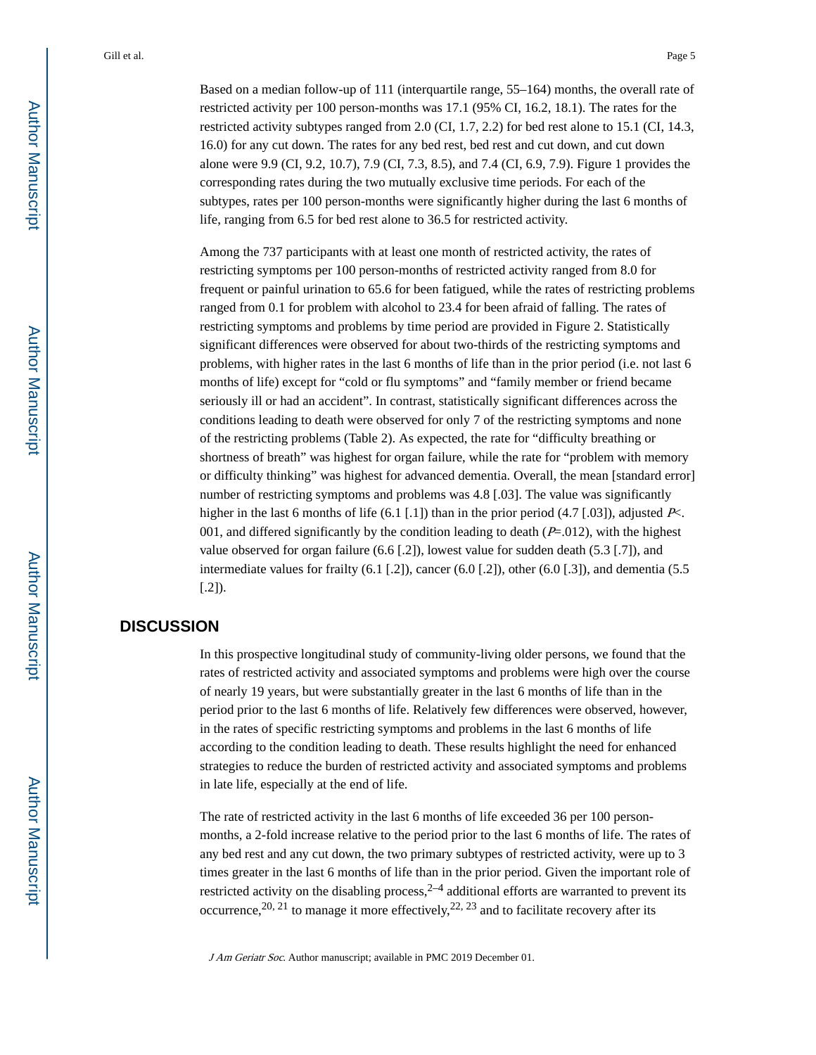Based on a median follow-up of 111 (interquartile range, 55–164) months, the overall rate of restricted activity per 100 person-months was 17.1 (95% CI, 16.2, 18.1). The rates for the restricted activity subtypes ranged from 2.0 (CI, 1.7, 2.2) for bed rest alone to 15.1 (CI, 14.3, 16.0) for any cut down. The rates for any bed rest, bed rest and cut down, and cut down alone were 9.9 (CI, 9.2, 10.7), 7.9 (CI, 7.3, 8.5), and 7.4 (CI, 6.9, 7.9). Figure 1 provides the corresponding rates during the two mutually exclusive time periods. For each of the subtypes, rates per 100 person-months were significantly higher during the last 6 months of life, ranging from 6.5 for bed rest alone to 36.5 for restricted activity.

Among the 737 participants with at least one month of restricted activity, the rates of restricting symptoms per 100 person-months of restricted activity ranged from 8.0 for frequent or painful urination to 65.6 for been fatigued, while the rates of restricting problems ranged from 0.1 for problem with alcohol to 23.4 for been afraid of falling. The rates of restricting symptoms and problems by time period are provided in Figure 2. Statistically significant differences were observed for about two-thirds of the restricting symptoms and problems, with higher rates in the last 6 months of life than in the prior period (i.e. not last 6 months of life) except for "cold or flu symptoms" and "family member or friend became seriously ill or had an accident". In contrast, statistically significant differences across the conditions leading to death were observed for only 7 of the restricting symptoms and none of the restricting problems (Table 2). As expected, the rate for "difficulty breathing or shortness of breath" was highest for organ failure, while the rate for "problem with memory or difficulty thinking" was highest for advanced dementia. Overall, the mean [standard error] number of restricting symptoms and problems was 4.8 [.03]. The value was significantly higher in the last 6 months of life (6.1 [.1]) than in the prior period (4.7 [.03]), adjusted $P<.001$, and differed significantly by the condition leading to death ($P=.012$), with the highest value observed for organ failure (6.6 [.2]), lowest value for sudden death (5.3 [.7]), and intermediate values for frailty (6.1 [.2]), cancer (6.0 [.2]), other (6.0 [.3]), and dementia (5.5 [.2]).

## DISCUSSION

In this prospective longitudinal study of community-living older persons, we found that the rates of restricted activity and associated symptoms and problems were high over the course of nearly 19 years, but were substantially greater in the last 6 months of life than in the period prior to the last 6 months of life. Relatively few differences were observed, however, in the rates of specific restricting symptoms and problems in the last 6 months of life according to the condition leading to death. These results highlight the need for enhanced strategies to reduce the burden of restricted activity and associated symptoms and problems in late life, especially at the end of life.

The rate of restricted activity in the last 6 months of life exceeded 36 per 100 person-months, a 2-fold increase relative to the period prior to the last 6 months of life. The rates of any bed rest and any cut down, the two primary subtypes of restricted activity, were up to 3 times greater in the last 6 months of life than in the prior period. Given the important role of restricted activity on the disabling process,[2–4] additional efforts are warranted to prevent its occurrence,[20, 21] to manage it more effectively,[22, 23] and to facilitate recovery after its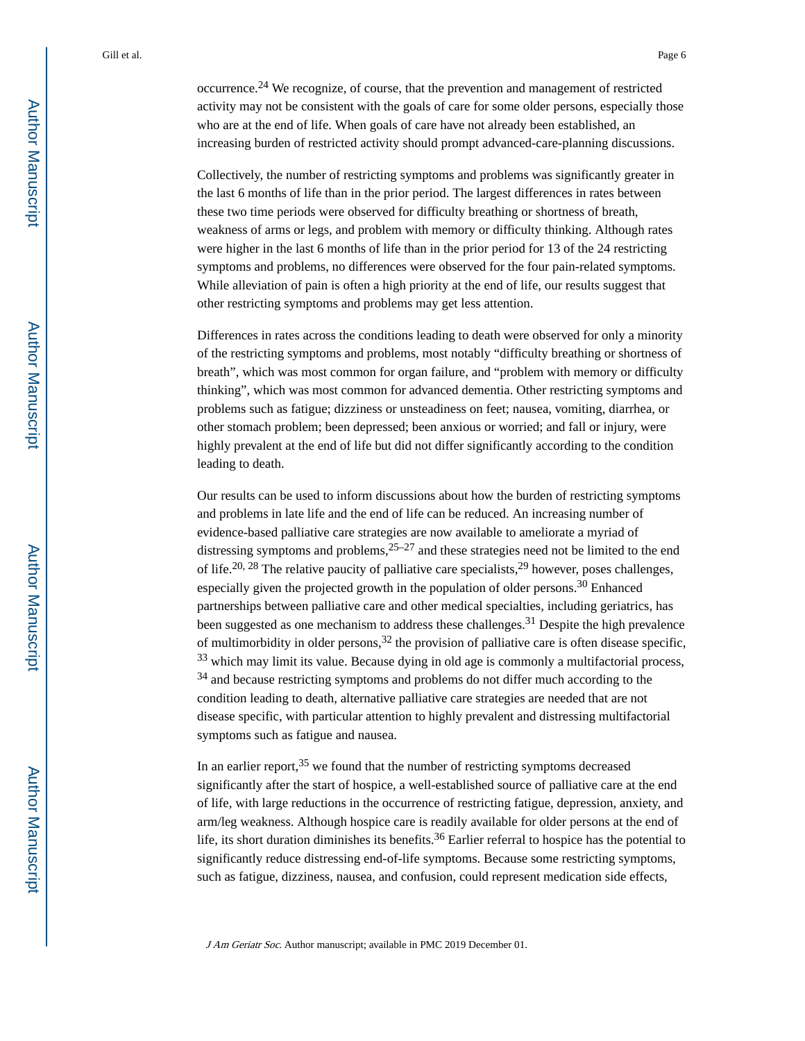occurrence.[24] We recognize, of course, that the prevention and management of restricted activity may not be consistent with the goals of care for some older persons, especially those who are at the end of life. When goals of care have not already been established, an increasing burden of restricted activity should prompt advanced-care-planning discussions.

Collectively, the number of restricting symptoms and problems was significantly greater in the last 6 months of life than in the prior period. The largest differences in rates between these two time periods were observed for difficulty breathing or shortness of breath, weakness of arms or legs, and problem with memory or difficulty thinking. Although rates were higher in the last 6 months of life than in the prior period for 13 of the 24 restricting symptoms and problems, no differences were observed for the four pain-related symptoms. While alleviation of pain is often a high priority at the end of life, our results suggest that other restricting symptoms and problems may get less attention.

Differences in rates across the conditions leading to death were observed for only a minority of the restricting symptoms and problems, most notably "difficulty breathing or shortness of breath", which was most common for organ failure, and "problem with memory or difficulty thinking", which was most common for advanced dementia. Other restricting symptoms and problems such as fatigue; dizziness or unsteadiness on feet; nausea, vomiting, diarrhea, or other stomach problem; been depressed; been anxious or worried; and fall or injury, were highly prevalent at the end of life but did not differ significantly according to the condition leading to death.

Our results can be used to inform discussions about how the burden of restricting symptoms and problems in late life and the end of life can be reduced. An increasing number of evidence-based palliative care strategies are now available to ameliorate a myriad of distressing symptoms and problems,[25–27] and these strategies need not be limited to the end of life.[20, 28] The relative paucity of palliative care specialists,[29] however, poses challenges, especially given the projected growth in the population of older persons.[30] Enhanced partnerships between palliative care and other medical specialties, including geriatrics, has been suggested as one mechanism to address these challenges.[31] Despite the high prevalence of multimorbidity in older persons,[32] the provision of palliative care is often disease specific,[33] which may limit its value. Because dying in old age is commonly a multifactorial process,[34] and because restricting symptoms and problems do not differ much according to the condition leading to death, alternative palliative care strategies are needed that are not disease specific, with particular attention to highly prevalent and distressing multifactorial symptoms such as fatigue and nausea.

In an earlier report,[35] we found that the number of restricting symptoms decreased significantly after the start of hospice, a well-established source of palliative care at the end of life, with large reductions in the occurrence of restricting fatigue, depression, anxiety, and arm/leg weakness. Although hospice care is readily available for older persons at the end of life, its short duration diminishes its benefits.[36] Earlier referral to hospice has the potential to significantly reduce distressing end-of-life symptoms. Because some restricting symptoms, such as fatigue, dizziness, nausea, and confusion, could represent medication side effects,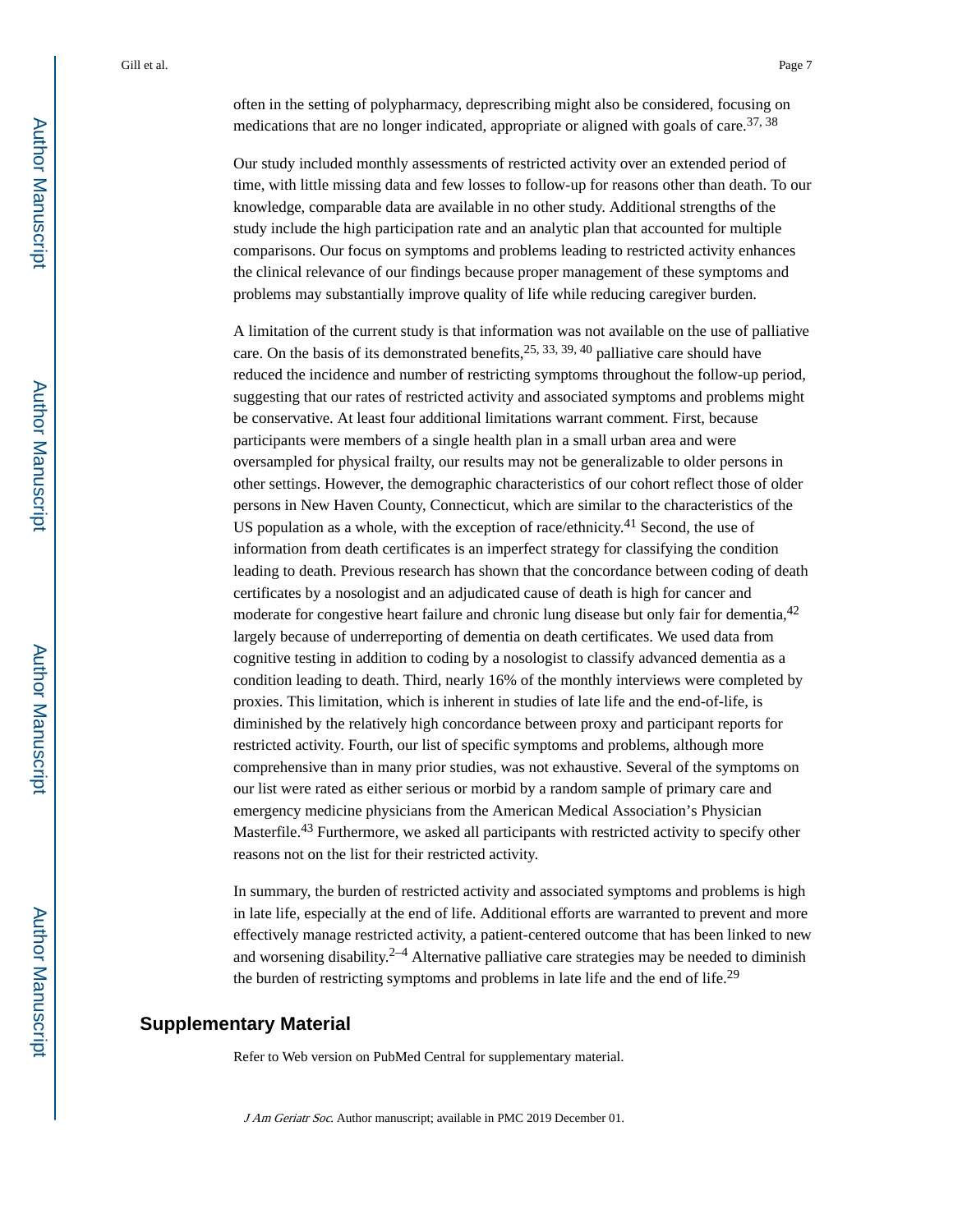often in the setting of polypharmacy, deprescribing might also be considered, focusing on medications that are no longer indicated, appropriate or aligned with goals of care.[37, 38]

Our study included monthly assessments of restricted activity over an extended period of time, with little missing data and few losses to follow-up for reasons other than death. To our knowledge, comparable data are available in no other study. Additional strengths of the study include the high participation rate and an analytic plan that accounted for multiple comparisons. Our focus on symptoms and problems leading to restricted activity enhances the clinical relevance of our findings because proper management of these symptoms and problems may substantially improve quality of life while reducing caregiver burden.

A limitation of the current study is that information was not available on the use of palliative care. On the basis of its demonstrated benefits,[25, 33, 39, 40] palliative care should have reduced the incidence and number of restricting symptoms throughout the follow-up period, suggesting that our rates of restricted activity and associated symptoms and problems might be conservative. At least four additional limitations warrant comment. First, because participants were members of a single health plan in a small urban area and were oversampled for physical frailty, our results may not be generalizable to older persons in other settings. However, the demographic characteristics of our cohort reflect those of older persons in New Haven County, Connecticut, which are similar to the characteristics of the US population as a whole, with the exception of race/ethnicity.[41] Second, the use of information from death certificates is an imperfect strategy for classifying the condition leading to death. Previous research has shown that the concordance between coding of death certificates by a nosologist and an adjudicated cause of death is high for cancer and moderate for congestive heart failure and chronic lung disease but only fair for dementia,[42] largely because of underreporting of dementia on death certificates. We used data from cognitive testing in addition to coding by a nosologist to classify advanced dementia as a condition leading to death. Third, nearly 16% of the monthly interviews were completed by proxies. This limitation, which is inherent in studies of late life and the end-of-life, is diminished by the relatively high concordance between proxy and participant reports for restricted activity. Fourth, our list of specific symptoms and problems, although more comprehensive than in many prior studies, was not exhaustive. Several of the symptoms on our list were rated as either serious or morbid by a random sample of primary care and emergency medicine physicians from the American Medical Association's Physician Masterfile.[43] Furthermore, we asked all participants with restricted activity to specify other reasons not on the list for their restricted activity.

In summary, the burden of restricted activity and associated symptoms and problems is high in late life, especially at the end of life. Additional efforts are warranted to prevent and more effectively manage restricted activity, a patient-centered outcome that has been linked to new and worsening disability.[2–4] Alternative palliative care strategies may be needed to diminish the burden of restricting symptoms and problems in late life and the end of life.[29]

## Supplementary Material

Refer to Web version on PubMed Central for supplementary material.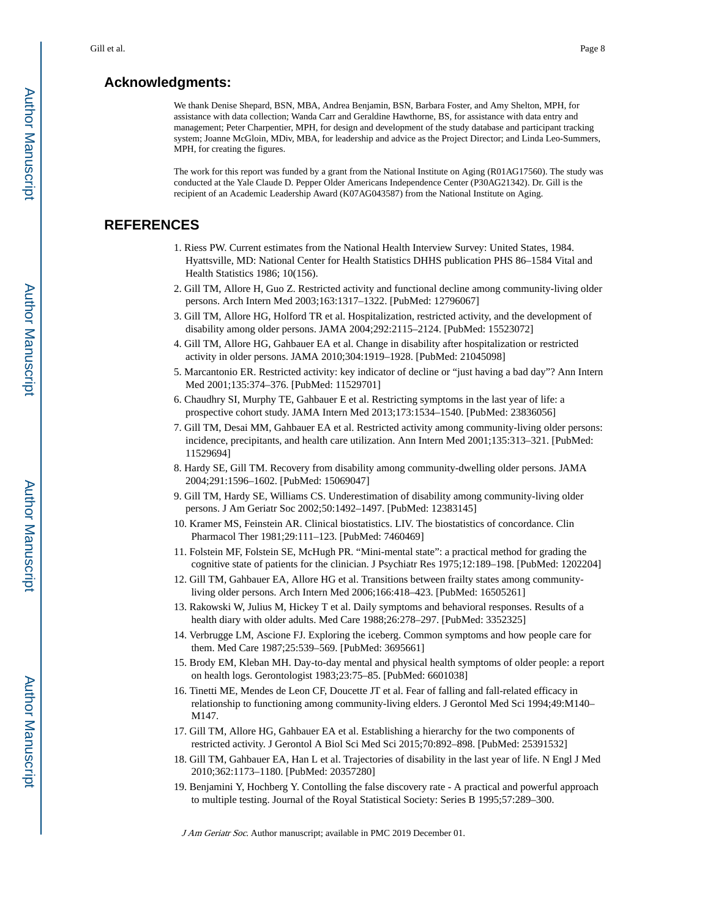## Acknowledgments:

We thank Denise Shepard, BSN, MBA, Andrea Benjamin, BSN, Barbara Foster, and Amy Shelton, MPH, for assistance with data collection; Wanda Carr and Geraldine Hawthorne, BS, for assistance with data entry and management; Peter Charpentier, MPH, for design and development of the study database and participant tracking system; Joanne McGloin, MDiv, MBA, for leadership and advice as the Project Director; and Linda Leo-Summers, MPH, for creating the figures.

The work for this report was funded by a grant from the National Institute on Aging (R01AG17560). The study was conducted at the Yale Claude D. Pepper Older Americans Independence Center (P30AG21342). Dr. Gill is the recipient of an Academic Leadership Award (K07AG043587) from the National Institute on Aging.

## REFERENCES

1. Riess PW. Current estimates from the National Health Interview Survey: United States, 1984. Hyattsville, MD: National Center for Health Statistics DHHS publication PHS 86–1584 Vital and Health Statistics 1986; 10(156).
2. Gill TM, Allore H, Guo Z. Restricted activity and functional decline among community-living older persons. Arch Intern Med 2003;163:1317–1322. [PubMed: 12796067]
3. Gill TM, Allore HG, Holford TR et al. Hospitalization, restricted activity, and the development of disability among older persons. JAMA 2004;292:2115–2124. [PubMed: 15523072]
4. Gill TM, Allore HG, Gahbauer EA et al. Change in disability after hospitalization or restricted activity in older persons. JAMA 2010;304:1919–1928. [PubMed: 21045098]
5. Marcantonio ER. Restricted activity: key indicator of decline or "just having a bad day"? Ann Intern Med 2001;135:374–376. [PubMed: 11529701]
6. Chaudhry SI, Murphy TE, Gahbauer E et al. Restricting symptoms in the last year of life: a prospective cohort study. JAMA Intern Med 2013;173:1534–1540. [PubMed: 23836056]
7. Gill TM, Desai MM, Gahbauer EA et al. Restricted activity among community-living older persons: incidence, precipitants, and health care utilization. Ann Intern Med 2001;135:313–321. [PubMed: 11529694]
8. Hardy SE, Gill TM. Recovery from disability among community-dwelling older persons. JAMA 2004;291:1596–1602. [PubMed: 15069047]
9. Gill TM, Hardy SE, Williams CS. Underestimation of disability among community-living older persons. J Am Geriatr Soc 2002;50:1492–1497. [PubMed: 12383145]
10. Kramer MS, Feinstein AR. Clinical biostatistics. LIV. The biostatistics of concordance. Clin Pharmacol Ther 1981;29:111–123. [PubMed: 7460469]
11. Folstein MF, Folstein SE, McHugh PR. "Mini-mental state": a practical method for grading the cognitive state of patients for the clinician. J Psychiatr Res 1975;12:189–198. [PubMed: 1202204]
12. Gill TM, Gahbauer EA, Allore HG et al. Transitions between frailty states among community-living older persons. Arch Intern Med 2006;166:418–423. [PubMed: 16505261]
13. Rakowski W, Julius M, Hickey T et al. Daily symptoms and behavioral responses. Results of a health diary with older adults. Med Care 1988;26:278–297. [PubMed: 3352325]
14. Verbrugge LM, Ascione FJ. Exploring the iceberg. Common symptoms and how people care for them. Med Care 1987;25:539–569. [PubMed: 3695661]
15. Brody EM, Kleban MH. Day-to-day mental and physical health symptoms of older people: a report on health logs. Gerontologist 1983;23:75–85. [PubMed: 6601038]
16. Tinetti ME, Mendes de Leon CF, Doucette JT et al. Fear of falling and fall-related efficacy in relationship to functioning among community-living elders. J Gerontol Med Sci 1994;49:M140–M147.
17. Gill TM, Allore HG, Gahbauer EA et al. Establishing a hierarchy for the two components of restricted activity. J Gerontol A Biol Sci Med Sci 2015;70:892–898. [PubMed: 25391532]
18. Gill TM, Gahbauer EA, Han L et al. Trajectories of disability in the last year of life. N Engl J Med 2010;362:1173–1180. [PubMed: 20357280]
19. Benjamini Y, Hochberg Y. Contolling the false discovery rate - A practical and powerful approach to multiple testing. Journal of the Royal Statistical Society: Series B 1995;57:289–300.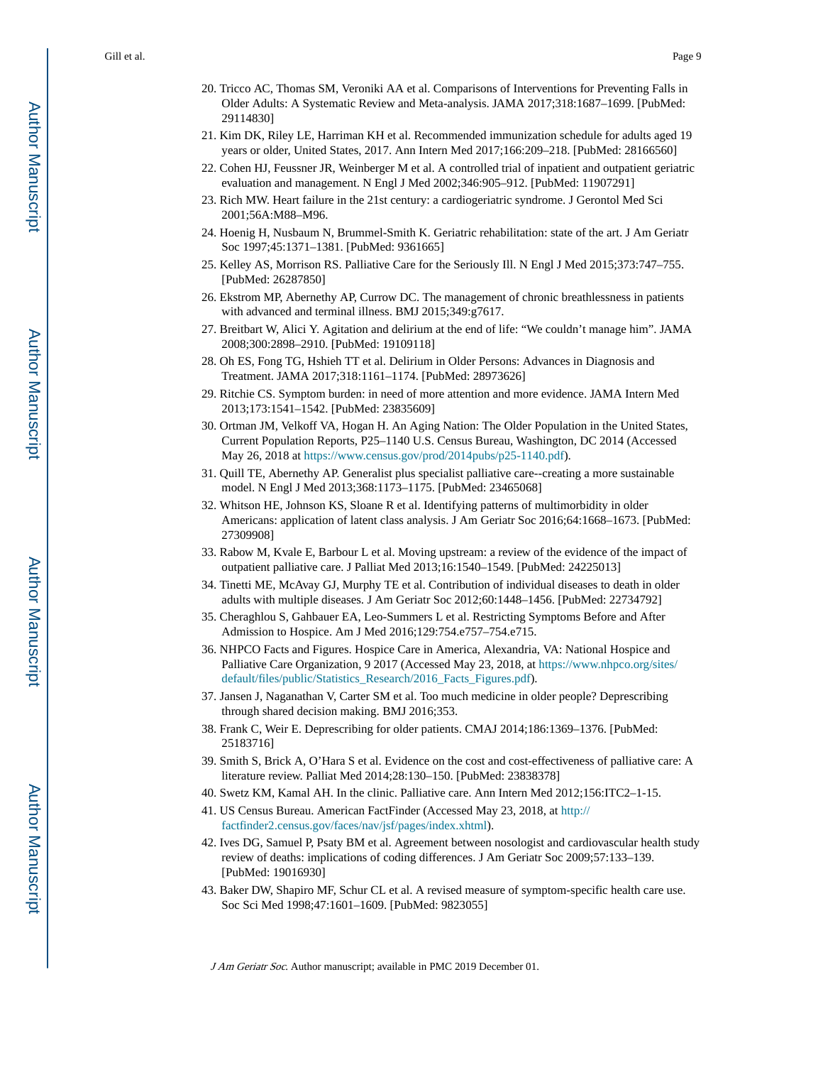20. Tricco AC, Thomas SM, Veroniki AA et al. Comparisons of Interventions for Preventing Falls in Older Adults: A Systematic Review and Meta-analysis. JAMA 2017;318:1687–1699. [PubMed: 29114830]
21. Kim DK, Riley LE, Harriman KH et al. Recommended immunization schedule for adults aged 19 years or older, United States, 2017. Ann Intern Med 2017;166:209–218. [PubMed: 28166560]
22. Cohen HJ, Feussner JR, Weinberger M et al. A controlled trial of inpatient and outpatient geriatric evaluation and management. N Engl J Med 2002;346:905–912. [PubMed: 11907291]
23. Rich MW. Heart failure in the 21st century: a cardiogeriatric syndrome. J Gerontol Med Sci 2001;56A:M88–M96.
24. Hoenig H, Nusbaum N, Brummel-Smith K. Geriatric rehabilitation: state of the art. J Am Geriatr Soc 1997;45:1371–1381. [PubMed: 9361665]
25. Kelley AS, Morrison RS. Palliative Care for the Seriously Ill. N Engl J Med 2015;373:747–755. [PubMed: 26287850]
26. Ekstrom MP, Abernethy AP, Currow DC. The management of chronic breathlessness in patients with advanced and terminal illness. BMJ 2015;349:g7617.
27. Breitbart W, Alici Y. Agitation and delirium at the end of life: "We couldn't manage him". JAMA 2008;300:2898–2910. [PubMed: 19109118]
28. Oh ES, Fong TG, Hshieh TT et al. Delirium in Older Persons: Advances in Diagnosis and Treatment. JAMA 2017;318:1161–1174. [PubMed: 28973626]
29. Ritchie CS. Symptom burden: in need of more attention and more evidence. JAMA Intern Med 2013;173:1541–1542. [PubMed: 23835609]
30. Ortman JM, Velkoff VA, Hogan H. An Aging Nation: The Older Population in the United States, Current Population Reports, P25–1140 U.S. Census Bureau, Washington, DC 2014 (Accessed May 26, 2018 at https://www.census.gov/prod/2014pubs/p25-1140.pdf).
31. Quill TE, Abernethy AP. Generalist plus specialist palliative care--creating a more sustainable model. N Engl J Med 2013;368:1173–1175. [PubMed: 23465068]
32. Whitson HE, Johnson KS, Sloane R et al. Identifying patterns of multimorbidity in older Americans: application of latent class analysis. J Am Geriatr Soc 2016;64:1668–1673. [PubMed: 27309908]
33. Rabow M, Kvale E, Barbour L et al. Moving upstream: a review of the evidence of the impact of outpatient palliative care. J Palliat Med 2013;16:1540–1549. [PubMed: 24225013]
34. Tinetti ME, McAvay GJ, Murphy TE et al. Contribution of individual diseases to death in older adults with multiple diseases. J Am Geriatr Soc 2012;60:1448–1456. [PubMed: 22734792]
35. Cheraghlou S, Gahbauer EA, Leo-Summers L et al. Restricting Symptoms Before and After Admission to Hospice. Am J Med 2016;129:754.e757–754.e715.
36. NHPCO Facts and Figures. Hospice Care in America, Alexandria, VA: National Hospice and Palliative Care Organization, 9 2017 (Accessed May 23, 2018, at https://www.nhpco.org/sites/default/files/public/Statistics_Research/2016_Facts_Figures.pdf).
37. Jansen J, Naganathan V, Carter SM et al. Too much medicine in older people? Deprescribing through shared decision making. BMJ 2016;353.
38. Frank C, Weir E. Deprescribing for older patients. CMAJ 2014;186:1369–1376. [PubMed: 25183716]
39. Smith S, Brick A, O'Hara S et al. Evidence on the cost and cost-effectiveness of palliative care: A literature review. Palliat Med 2014;28:130–150. [PubMed: 23838378]
40. Swetz KM, Kamal AH. In the clinic. Palliative care. Ann Intern Med 2012;156:ITC2–1-15.
41. US Census Bureau. American FactFinder (Accessed May 23, 2018, at http://factfinder2.census.gov/faces/nav/jsf/pages/index.xhtml).
42. Ives DG, Samuel P, Psaty BM et al. Agreement between nosologist and cardiovascular health study review of deaths: implications of coding differences. J Am Geriatr Soc 2009;57:133–139. [PubMed: 19016930]
43. Baker DW, Shapiro MF, Schur CL et al. A revised measure of symptom-specific health care use. Soc Sci Med 1998;47:1601–1609. [PubMed: 9823055]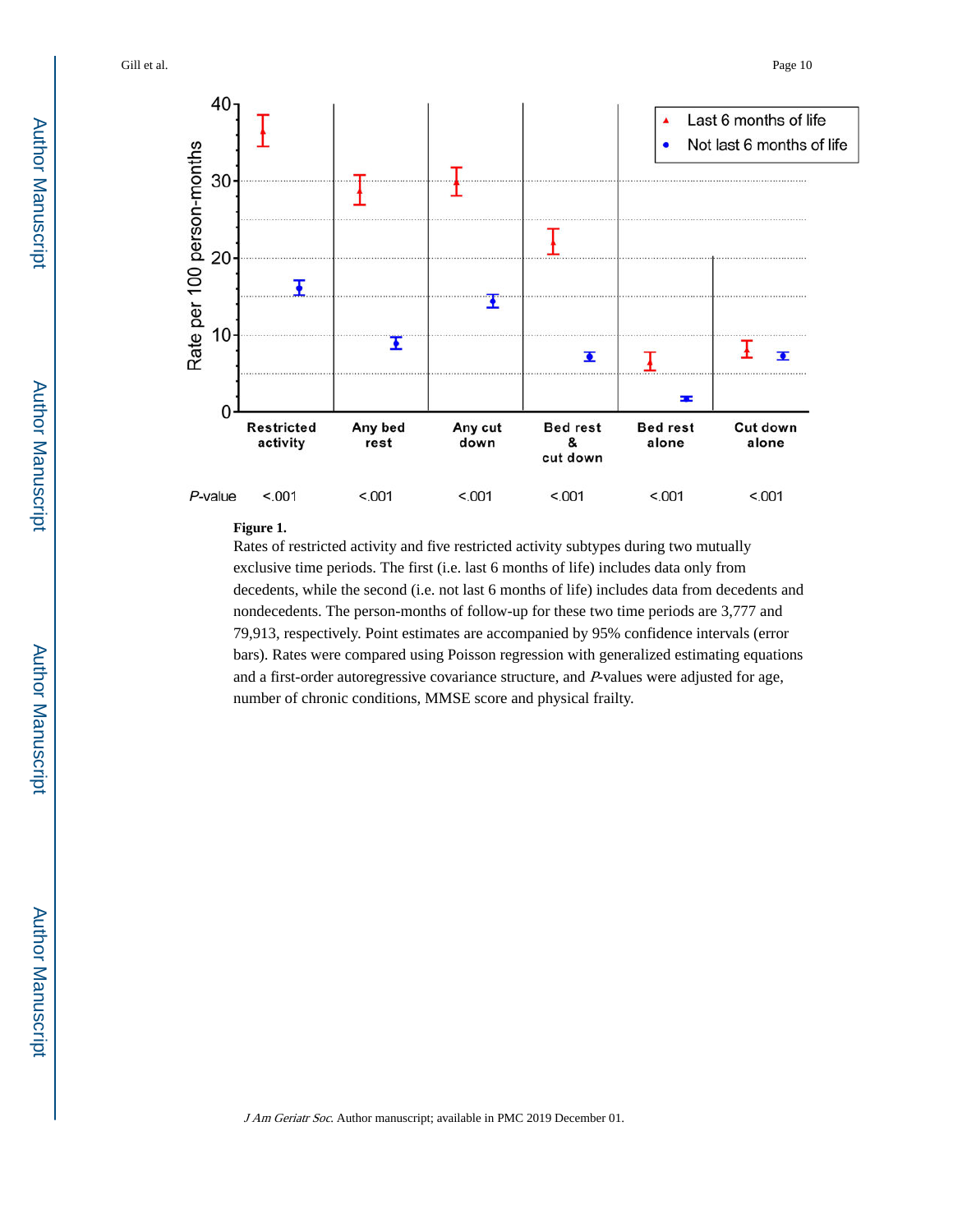**Figure 1.**

Rates of restricted activity and five restricted activity subtypes during two mutually exclusive time periods. The first (i.e. last 6 months of life) includes data only from decedents, while the second (i.e. not last 6 months of life) includes data from decedents and nondecedents. The person-months of follow-up for these two time periods are 3,777 and 79,913, respectively. Point estimates are accompanied by 95% confidence intervals (error bars). Rates were compared using Poisson regression with generalized estimating equations and a first-order autoregressive covariance structure, and *P*-values were adjusted for age, number of chronic conditions, MMSE score and physical frailty.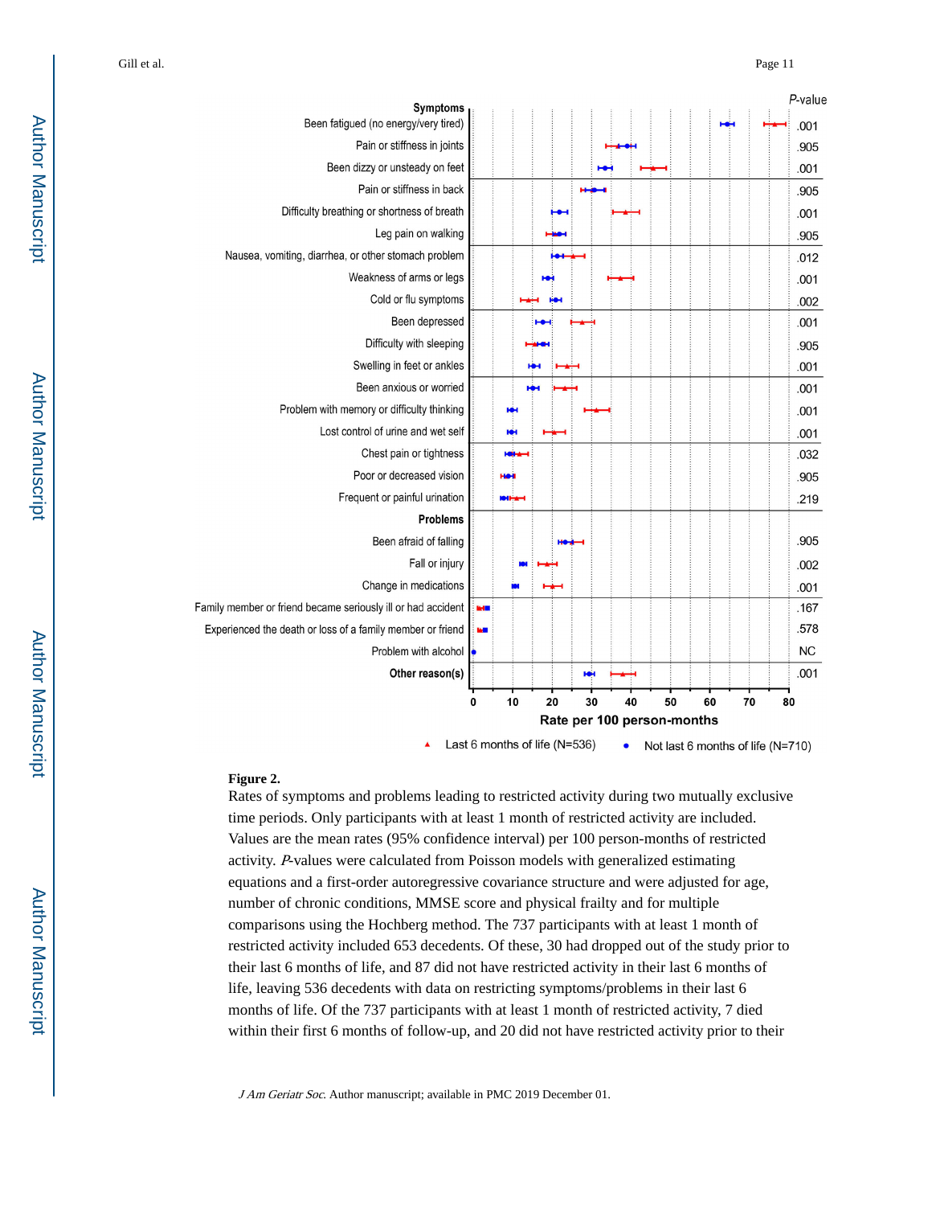| Symptoms | *P*-value |
|---|---|
| Been fatigued (no energy/very tired) | .001 |
| Pain or stiffness in joints | .905 |
| Been dizzy or unsteady on feet | .001 |
| Pain or stiffness in back | .905 |
| Difficulty breathing or shortness of breath | .001 |
| Leg pain on walking | .905 |
| Nausea, vomiting, diarrhea, or other stomach problem | .012 |
| Weakness of arms or legs | .001 |
| Cold or flu symptoms | .002 |
| Been depressed | .001 |
| Difficulty with sleeping | .905 |
| Swelling in feet or ankles | .001 |
| Been anxious or worried | .001 |
| Problem with memory or difficulty thinking | .001 |
| Lost control of urine and wet self | .001 |
| Chest pain or tightness | .032 |
| Poor or decreased vision | .905 |
| Frequent or painful urination | .219 |
| **Problems** | |
| Been afraid of falling | .905 |
| Fall or injury | .002 |
| Change in medications | .001 |
| Family member or friend became seriously ill or had accident | .167 |
| Experienced the death or loss of a family member or friend | .578 |
| Problem with alcohol | NC |
| **Other reason(s)** | .001 |

Rate per 100 person-months

▲ Last 6 months of life (N=536) ● Not last 6 months of life (N=710)

**Figure 2.**

Rates of symptoms and problems leading to restricted activity during two mutually exclusive time periods. Only participants with at least 1 month of restricted activity are included. Values are the mean rates (95% confidence interval) per 100 person-months of restricted activity. *P*-values were calculated from Poisson models with generalized estimating equations and a first-order autoregressive covariance structure and were adjusted for age, number of chronic conditions, MMSE score and physical frailty and for multiple comparisons using the Hochberg method. The 737 participants with at least 1 month of restricted activity included 653 decedents. Of these, 30 had dropped out of the study prior to their last 6 months of life, and 87 did not have restricted activity in their last 6 months of life, leaving 536 decedents with data on restricting symptoms/problems in their last 6 months of life. Of the 737 participants with at least 1 month of restricted activity, 7 died within their first 6 months of follow-up, and 20 did not have restricted activity prior to their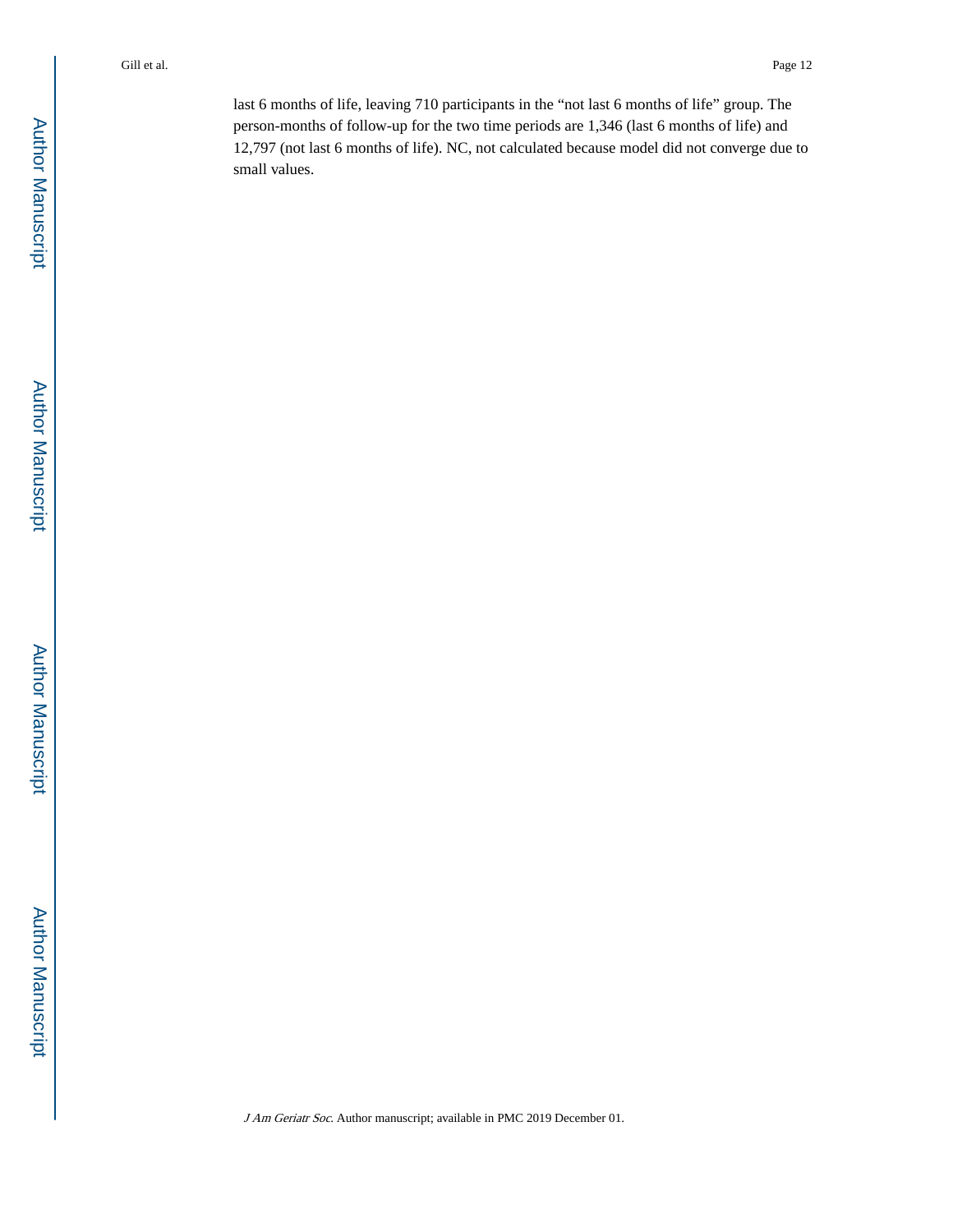last 6 months of life, leaving 710 participants in the "not last 6 months of life" group. The person-months of follow-up for the two time periods are 1,346 (last 6 months of life) and 12,797 (not last 6 months of life). NC, not calculated because model did not converge due to small values.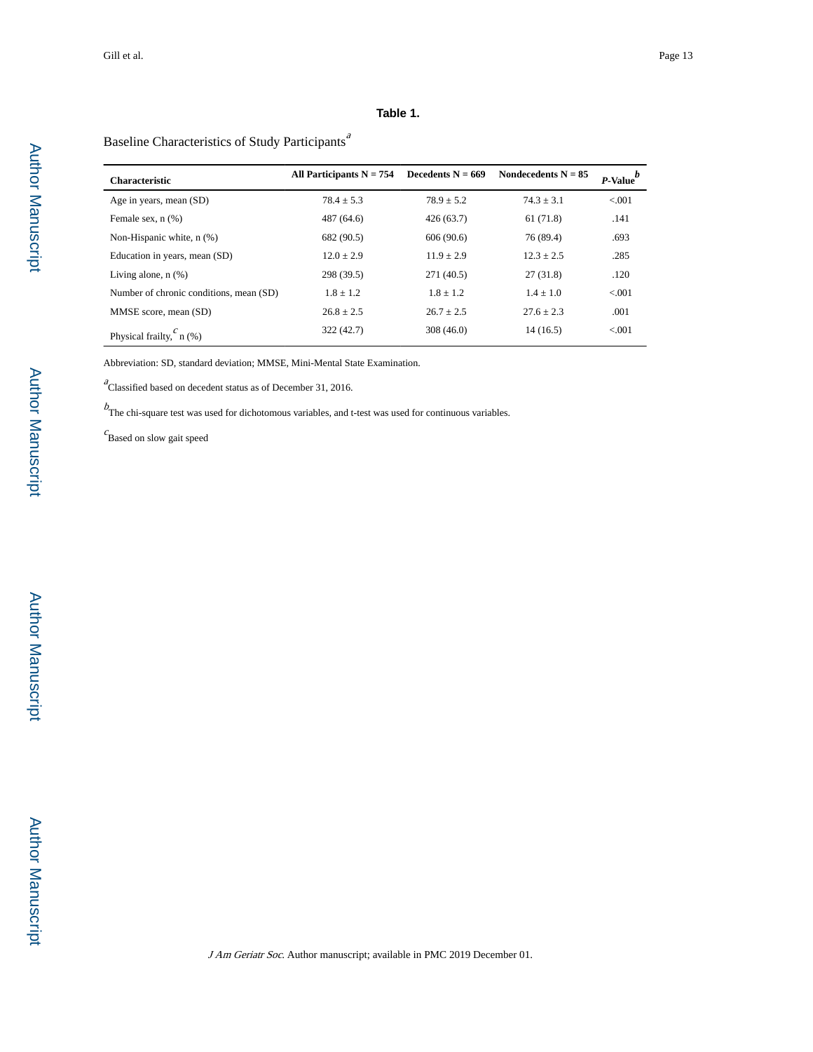**Table 1.**

Baseline Characteristics of Study Participants[a]

| Characteristic | All Participants N = 754 | Decedents N = 669 | Nondecedents N = 85 | *P*-Value[b] |
|---|---|---|---|---|
| Age in years, mean (SD) | 78.4 ± 5.3 | 78.9 ± 5.2 | 74.3 ± 3.1 | <.001 |
| Female sex, n (%) | 487 (64.6) | 426 (63.7) | 61 (71.8) | .141 |
| Non-Hispanic white, n (%) | 682 (90.5) | 606 (90.6) | 76 (89.4) | .693 |
| Education in years, mean (SD) | 12.0 ± 2.9 | 11.9 ± 2.9 | 12.3 ± 2.5 | .285 |
| Living alone, n (%) | 298 (39.5) | 271 (40.5) | 27 (31.8) | .120 |
| Number of chronic conditions, mean (SD) | 1.8 ± 1.2 | 1.8 ± 1.2 | 1.4 ± 1.0 | <.001 |
| MMSE score, mean (SD) | 26.8 ± 2.5 | 26.7 ± 2.5 | 27.6 ± 2.3 | .001 |
| Physical frailty,[c] n (%) | 322 (42.7) | 308 (46.0) | 14 (16.5) | <.001 |

Abbreviation: SD, standard deviation; MMSE, Mini-Mental State Examination.

[a]Classified based on decedent status as of December 31, 2016.

[b]The chi-square test was used for dichotomous variables, and t-test was used for continuous variables.

[c]Based on slow gait speed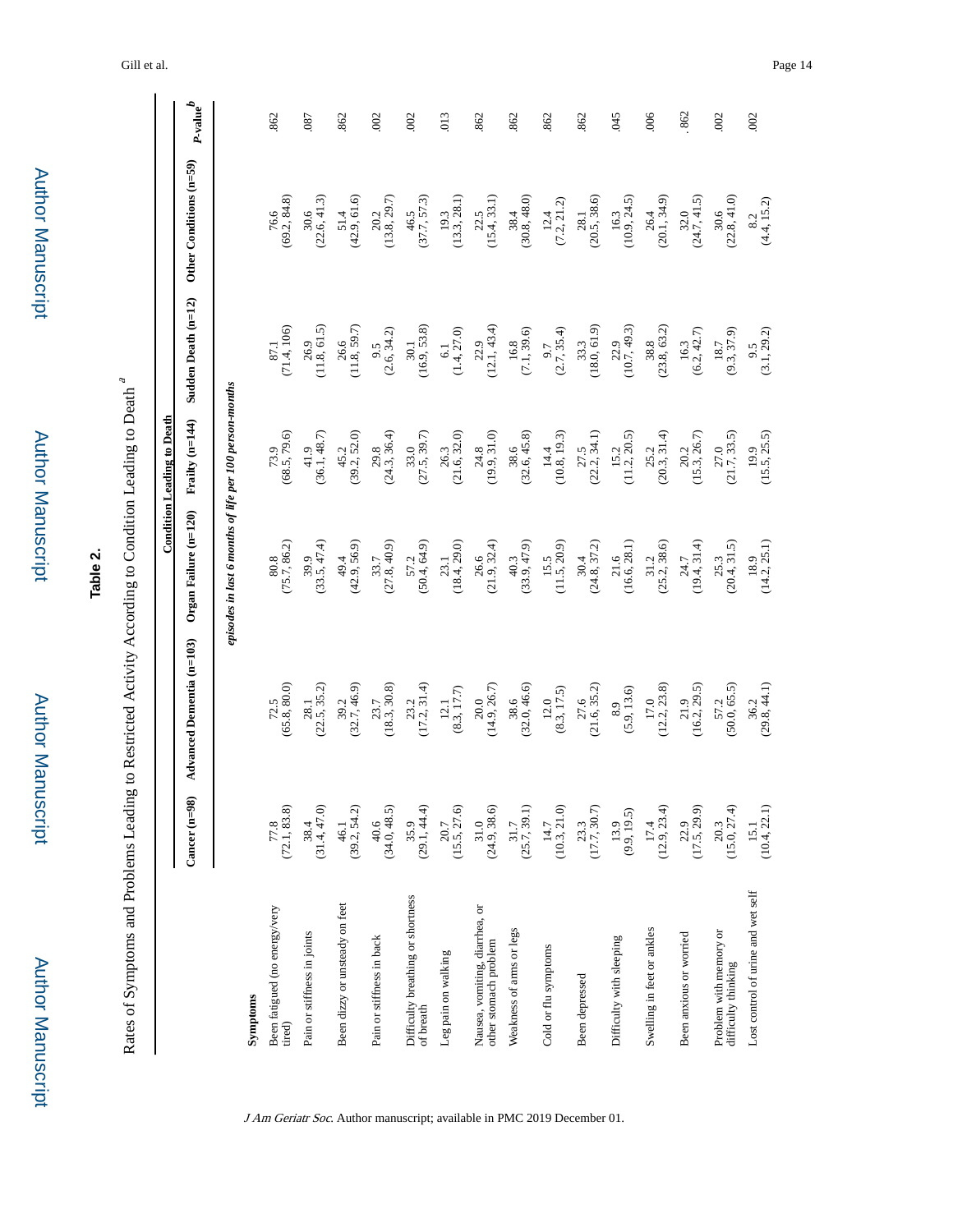**Table 2.**

Rates of Symptoms and Problems Leading to Restricted Activity According to Condition Leading to Death [a]

| Symptoms | Condition Leading to Death | | | | | | P-value [b] |
|---|---|---|---|---|---|---|---|
| | Cancer (n=98) | Advanced Dementia (n=103) | Organ Failure (n=120) | Frailty (n=144) | Sudden Death (n=12) | Other Conditions (n=59) | |
| | *episodes in last 6 months of life per 100 person-months* | | | | | | |
| Been fatigued (no energy/very tired) | 77.8 (72.1, 83.8) | 72.5 (65.8, 80.0) | 80.8 (75.7, 86.2) | 73.9 (68.5, 79.6) | 87.1 (71.4, 106) | 76.6 (69.2, 84.8) | .862 |
| Pain or stiffness in joints | 38.4 (31.4, 47.0) | 28.1 (22.5, 35.2) | 39.9 (33.5, 47.4) | 41.9 (36.1, 48.7) | 26.9 (11.8, 61.5) | 30.6 (22.6, 41.3) | .087 |
| Been dizzy or unsteady on feet | 46.1 (39.2, 54.2) | 39.2 (32.7, 46.9) | 49.4 (42.9, 56.9) | 45.2 (39.2, 52.0) | 26.6 (11.8, 59.7) | 51.4 (42.9, 61.6) | .862 |
| Pain or stiffness in back | 40.6 (34.0, 48.5) | 23.7 (18.3, 30.8) | 33.7 (27.8, 40.9) | 29.8 (24.3, 36.4) | 9.5 (2.6, 34.2) | 20.2 (13.8, 29.7) | .002 |
| Difficulty breathing or shortness of breath | 35.9 (29.1, 44.4) | 23.2 (17.2, 31.4) | 57.2 (50.4, 64.9) | 33.0 (27.5, 39.7) | 30.1 (16.9, 53.8) | 46.5 (37.7, 57.3) | .002 |
| Leg pain on walking | 20.7 (15.5, 27.6) | 12.1 (8.3, 17.7) | 23.1 (18.4, 29.0) | 26.3 (21.6, 32.0) | 6.1 (1.4, 27.0) | 19.3 (13.3, 28.1) | .013 |
| Nausea, vomiting, diarrhea, or other stomach problem | 31.0 (24.9, 38.6) | 20.0 (14.9, 26.7) | 26.6 (21.9, 32.4) | 24.8 (19.9, 31.0) | 22.9 (12.1, 43.4) | 22.5 (15.4, 33.1) | .862 |
| Weakness of arms or legs | 31.7 (25.7, 39.1) | 38.6 (32.0, 46.6) | 40.3 (33.9, 47.9) | 38.6 (32.6, 45.8) | 16.8 (7.1, 39.6) | 38.4 (30.8, 48.0) | .862 |
| Cold or flu symptoms | 14.7 (10.3, 21.0) | 12.0 (8.3, 17.5) | 15.5 (11.5, 20.9) | 14.4 (10.8, 19.3) | 9.7 (2.7, 35.4) | 12.4 (7.2, 21.2) | .862 |
| Been depressed | 23.3 (17.7, 30.7) | 27.6 (21.6, 35.2) | 30.4 (24.8, 37.2) | 27.5 (22.2, 34.1) | 33.3 (18.0, 61.9) | 28.1 (20.5, 38.6) | .862 |
| Difficulty with sleeping | 13.9 (9.9, 19.5) | 8.9 (5.9, 13.6) | 21.6 (16.6, 28.1) | 15.2 (11.2, 20.5) | 22.9 (10.7, 49.3) | 16.3 (10.9, 24.5) | .045 |
| Swelling in feet or ankles | 17.4 (12.9, 23.4) | 17.0 (12.2, 23.8) | 31.2 (25.2, 38.6) | 25.2 (20.3, 31.4) | 38.8 (23.8, 63.2) | 26.4 (20.1, 34.9) | .006 |
| Been anxious or worried | 22.9 (17.5, 29.9) | 21.9 (16.2, 29.5) | 24.7 (19.4, 31.4) | 20.2 (15.3, 26.7) | 16.3 (6.2, 42.7) | 32.0 (24.7, 41.5) | .862 |
| Problem with memory or difficulty thinking | 20.3 (15.0, 27.4) | 57.2 (50.0, 65.5) | 25.3 (20.4, 31.5) | 27.0 (21.7, 33.5) | 18.7 (9.3, 37.9) | 30.6 (22.8, 41.0) | .002 |
| Lost control of urine and wet self | 15.1 (10.4, 22.1) | 36.2 (29.8, 44.1) | 18.9 (14.2, 25.1) | 19.9 (15.5, 25.5) | 9.5 (3.1, 29.2) | 8.2 (4.4, 15.2) | .002 |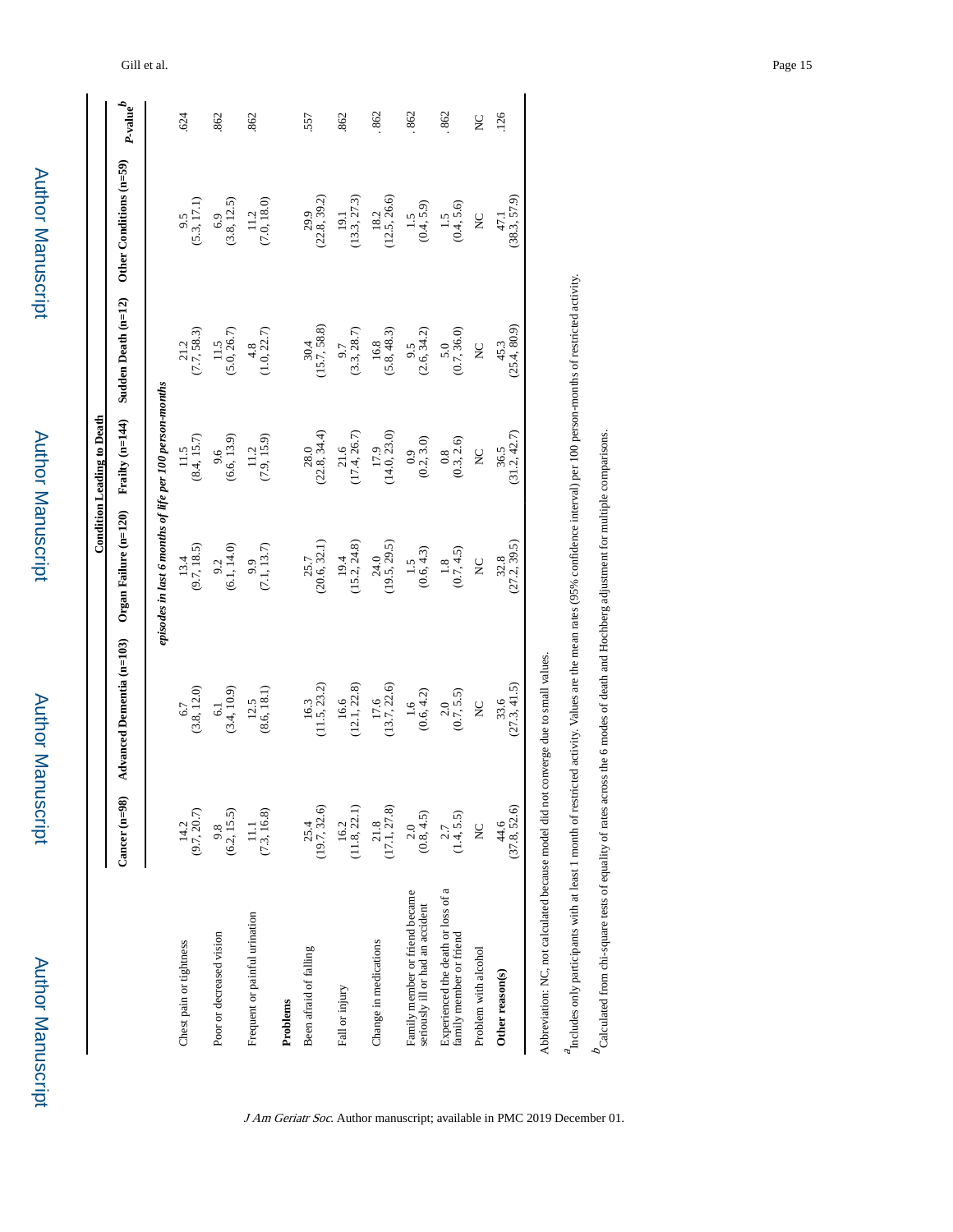| | Condition Leading to Death | | | | | | |
|---|---|---|---|---|---|---|---|
| | Cancer (n=98) | Advanced Dementia (n=103) | Organ Failure (n=120) | Frailty (n=144) | Sudden Death (n=12) | Other Conditions (n=59) | P-value[b] |
| | *episodes in last 6 months of life per 100 person-months* | | | | | | |
| Chest pain or tightness | 14.2 (9.7, 20.7) | 6.7 (3.8, 12.0) | 13.4 (9.7, 18.5) | 11.5 (8.4, 15.7) | 21.2 (7.7, 58.3) | 9.5 (5.3, 17.1) | .624 |
| Poor or decreased vision | 9.8 (6.2, 15.5) | 6.1 (3.4, 10.9) | 9.2 (6.1, 14.0) | 9.6 (6.6, 13.9) | 11.5 (5.0, 26.7) | 6.9 (3.8, 12.5) | .862 |
| Frequent or painful urination | 11.1 (7.3, 16.8) | 12.5 (8.6, 18.1) | 9.9 (7.1, 13.7) | 11.2 (7.9, 15.9) | 4.8 (1.0, 22.7) | 11.2 (7.0, 18.0) | .862 |
| **Problems** | | | | | | | |
| Been afraid of falling | 25.4 (19.7, 32.6) | 16.3 (11.5, 23.2) | 25.7 (20.6, 32.1) | 28.0 (22.8, 34.4) | 30.4 (15.7, 58.8) | 29.9 (22.8, 39.2) | .557 |
| Fall or injury | 16.2 (11.8, 22.1) | 16.6 (12.1, 22.8) | 19.4 (15.2, 24.8) | 21.6 (17.4, 26.7) | 9.7 (3.3, 28.7) | 19.1 (13.3, 27.3) | .862 |
| Change in medications | 21.8 (17.1, 27.8) | 17.6 (13.7, 22.6) | 24.0 (19.5, 29.5) | 17.9 (14.0, 23.0) | 16.8 (5.8, 48.3) | 18.2 (12.5, 26.6) | .862 |
| Family member or friend became seriously ill or had an accident | 2.0 (0.8, 4.5) | 1.6 (0.6, 4.2) | 1.5 (0.6, 4.3) | 0.9 (0.2, 3.0) | 9.5 (2.6, 34.2) | 1.5 (0.4, 5.9) | .862 |
| Experienced the death or loss of a family member or friend | 2.7 (1.4, 5.5) | 2.0 (0.7, 5.5) | 1.8 (0.7, 4.5) | 0.8 (0.3, 2.6) | 5.0 (0.7, 36.0) | 1.5 (0.4, 5.6) | .862 |
| Problem with alcohol | NC | NC | NC | NC | NC | NC | NC |
| **Other reason(s)** | 44.6 (37.8, 52.6) | 33.6 (27.3, 41.5) | 32.8 (27.2, 39.5) | 36.5 (31.2, 42.7) | 45.3 (25.4, 80.9) | 47.1 (38.3, 57.9) | .126 |

Abbreviation: NC, not calculated because model did not converge due to small values.

[a]Includes only participants with at least 1 month of restricted activity. Values are the mean rates (95% confidence interval) per 100 person-months of restricted activity.

[b]Calculated from chi-square tests of equality of rates across the 6 modes of death and Hochberg adjustment for multiple comparisons.